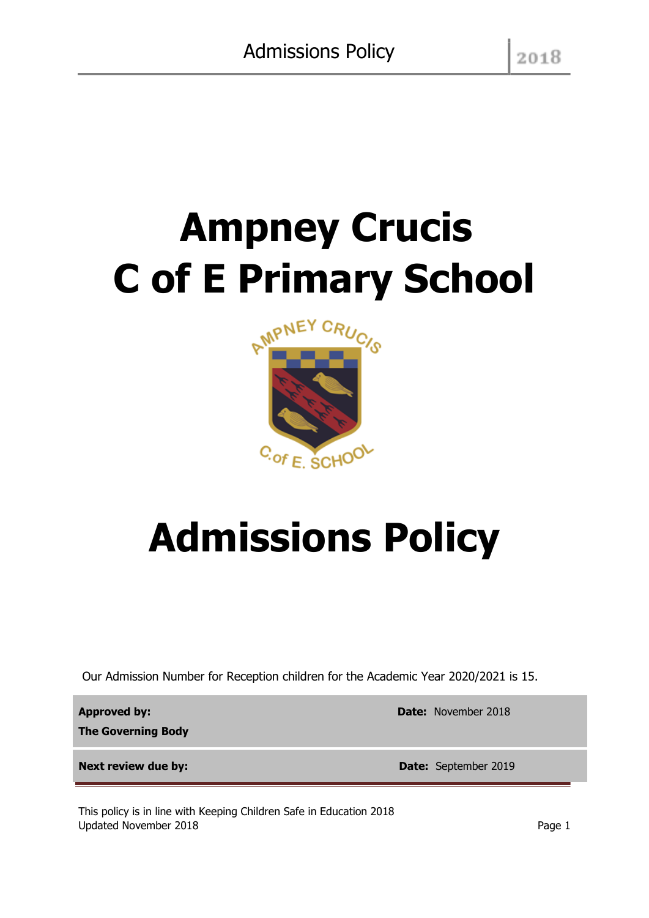# Ampney Crucis C of E Primary School

# Admissions Policy

Our Admission Number for Reception children for the Academic Year 2020/2021 is 15.

| **Approved by:** **The Governing Body** | **Date:** November 2018 |
|---|---|
| **Next review due by:** | **Date:** September 2019 |

This policy is in line with Keeping Children Safe in Education 2018
Updated November 2018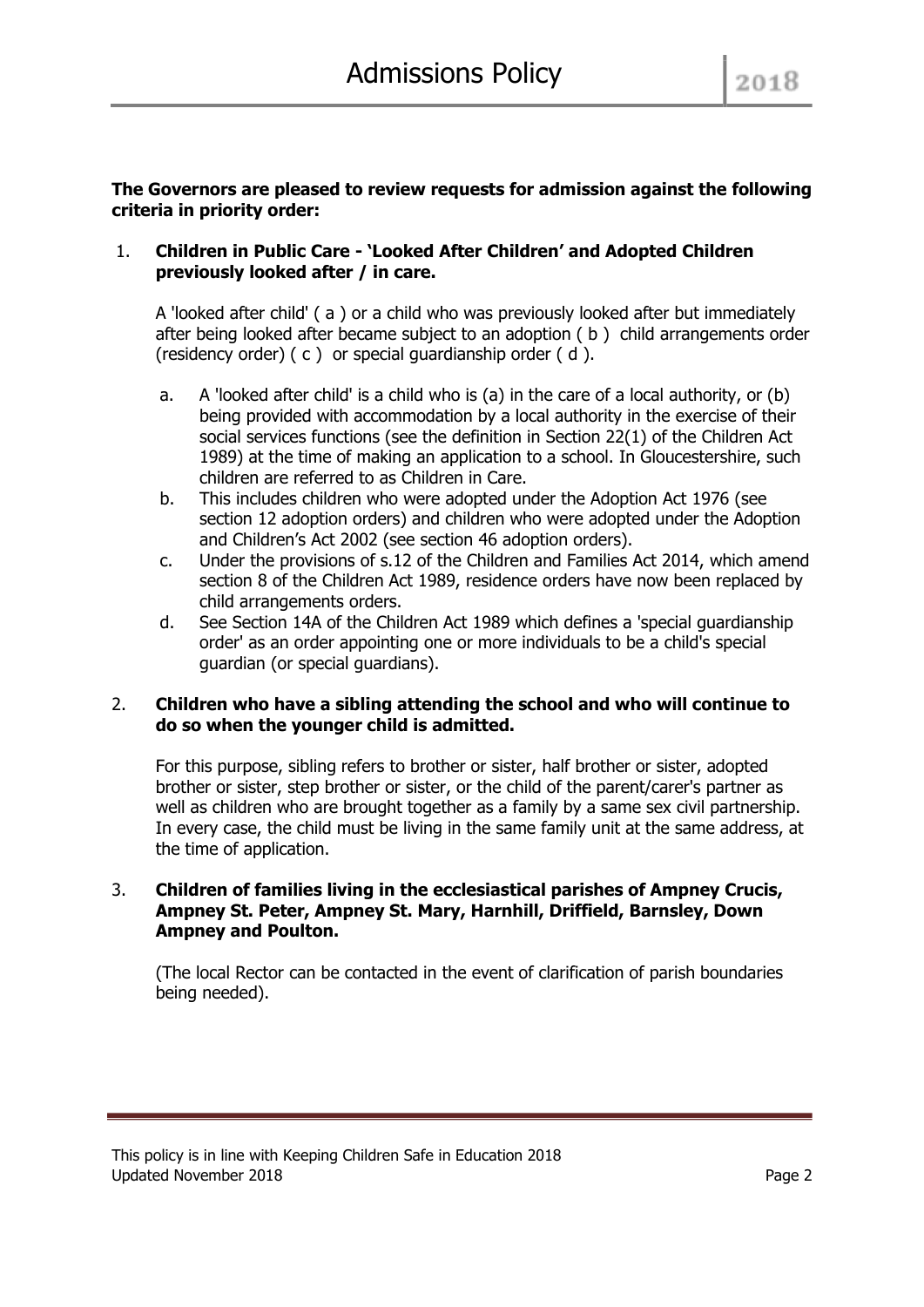**The Governors are pleased to review requests for admission against the following criteria in priority order:**

1. **Children in Public Care - 'Looked After Children' and Adopted Children previously looked after / in care.**

   A 'looked after child' ( a ) or a child who was previously looked after but immediately after being looked after became subject to an adoption ( b ) child arrangements order (residency order) ( c ) or special guardianship order ( d ).

   a. A 'looked after child' is a child who is (a) in the care of a local authority, or (b) being provided with accommodation by a local authority in the exercise of their social services functions (see the definition in Section 22(1) of the Children Act 1989) at the time of making an application to a school. In Gloucestershire, such children are referred to as Children in Care.
   b. This includes children who were adopted under the Adoption Act 1976 (see section 12 adoption orders) and children who were adopted under the Adoption and Children's Act 2002 (see section 46 adoption orders).
   c. Under the provisions of s.12 of the Children and Families Act 2014, which amend section 8 of the Children Act 1989, residence orders have now been replaced by child arrangements orders.
   d. See Section 14A of the Children Act 1989 which defines a 'special guardianship order' as an order appointing one or more individuals to be a child's special guardian (or special guardians).

2. **Children who have a sibling attending the school and who will continue to do so when the younger child is admitted.**

   For this purpose, sibling refers to brother or sister, half brother or sister, adopted brother or sister, step brother or sister, or the child of the parent/carer's partner as well as children who are brought together as a family by a same sex civil partnership. In every case, the child must be living in the same family unit at the same address, at the time of application.

3. **Children of families living in the ecclesiastical parishes of Ampney Crucis, Ampney St. Peter, Ampney St. Mary, Harnhill, Driffield, Barnsley, Down Ampney and Poulton.**

   (The local Rector can be contacted in the event of clarification of parish boundaries being needed).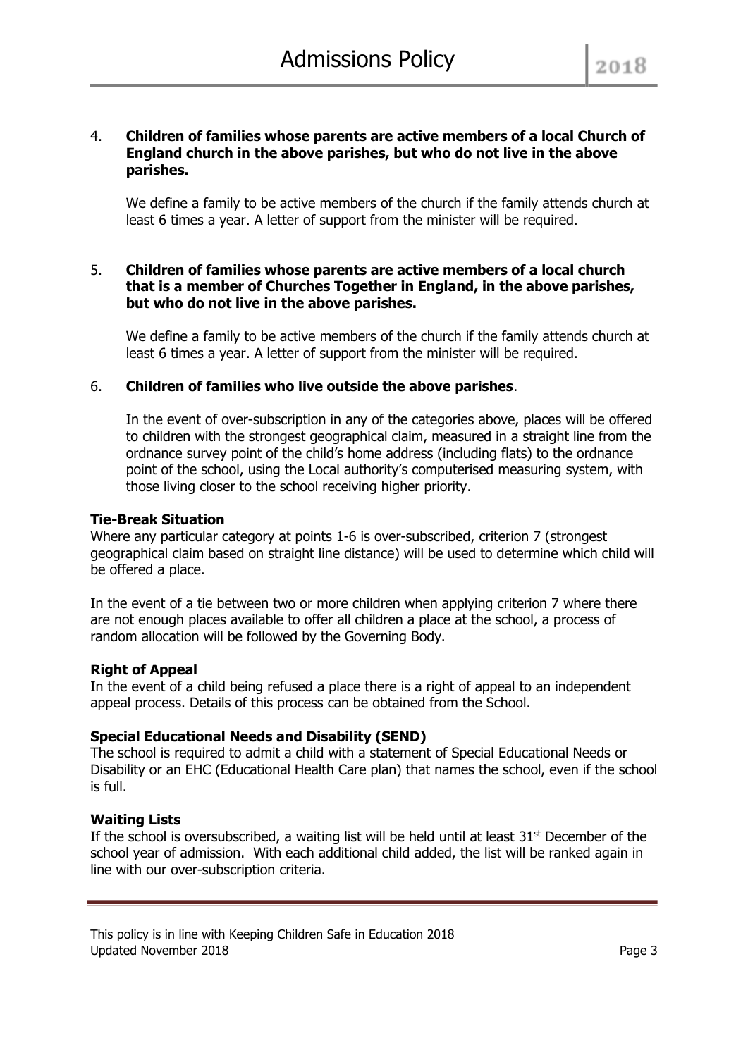4. **Children of families whose parents are active members of a local Church of England church in the above parishes, but who do not live in the above parishes.**

   We define a family to be active members of the church if the family attends church at least 6 times a year. A letter of support from the minister will be required.

5. **Children of families whose parents are active members of a local church that is a member of Churches Together in England, in the above parishes, but who do not live in the above parishes.**

   We define a family to be active members of the church if the family attends church at least 6 times a year. A letter of support from the minister will be required.

6. **Children of families who live outside the above parishes**.

   In the event of over-subscription in any of the categories above, places will be offered to children with the strongest geographical claim, measured in a straight line from the ordnance survey point of the child's home address (including flats) to the ordnance point of the school, using the Local authority's computerised measuring system, with those living closer to the school receiving higher priority.

**Tie-Break Situation**

Where any particular category at points 1-6 is over-subscribed, criterion 7 (strongest geographical claim based on straight line distance) will be used to determine which child will be offered a place.

In the event of a tie between two or more children when applying criterion 7 where there are not enough places available to offer all children a place at the school, a process of random allocation will be followed by the Governing Body.

**Right of Appeal**

In the event of a child being refused a place there is a right of appeal to an independent appeal process. Details of this process can be obtained from the School.

**Special Educational Needs and Disability (SEND)**

The school is required to admit a child with a statement of Special Educational Needs or Disability or an EHC (Educational Health Care plan) that names the school, even if the school is full.

**Waiting Lists**

If the school is oversubscribed, a waiting list will be held until at least 31st December of the school year of admission. With each additional child added, the list will be ranked again in line with our over-subscription criteria.

This policy is in line with Keeping Children Safe in Education 2018
Updated November 2018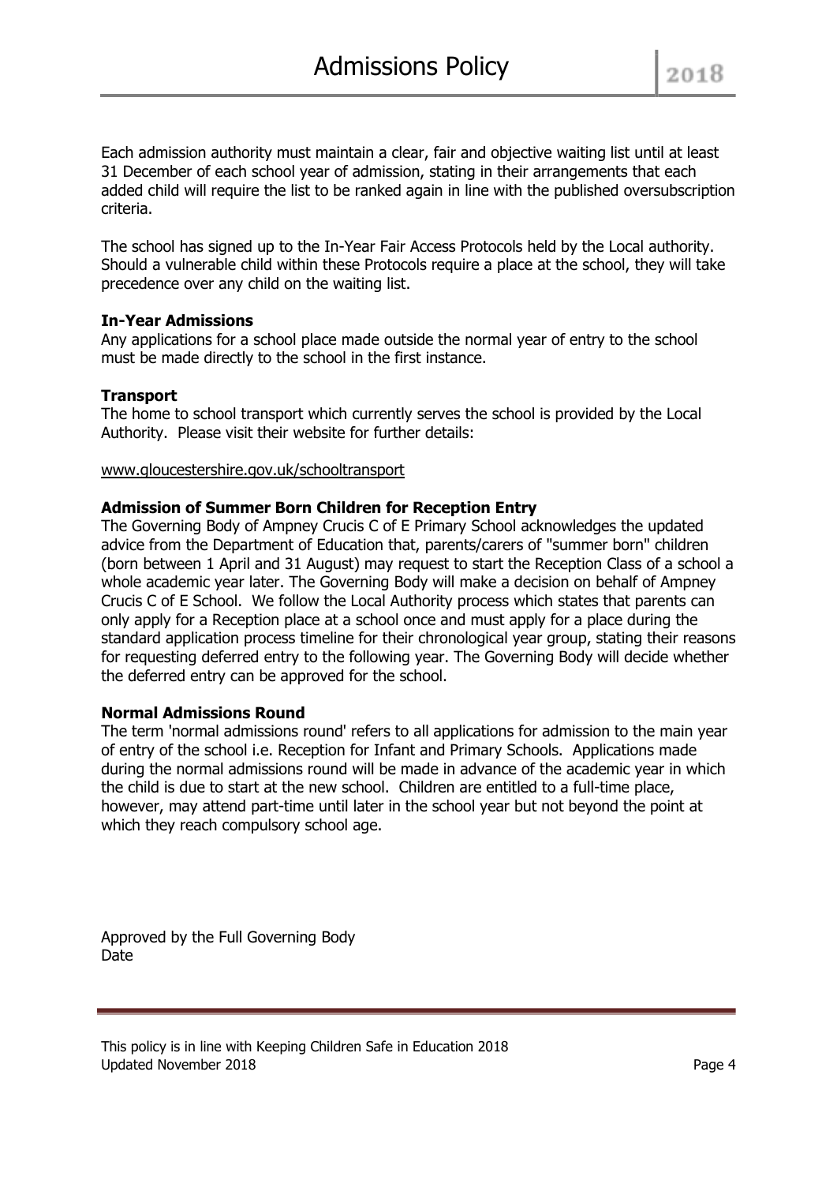Each admission authority must maintain a clear, fair and objective waiting list until at least 31 December of each school year of admission, stating in their arrangements that each added child will require the list to be ranked again in line with the published oversubscription criteria.

The school has signed up to the In-Year Fair Access Protocols held by the Local authority. Should a vulnerable child within these Protocols require a place at the school, they will take precedence over any child on the waiting list.

**In-Year Admissions**

Any applications for a school place made outside the normal year of entry to the school must be made directly to the school in the first instance.

**Transport**

The home to school transport which currently serves the school is provided by the Local Authority. Please visit their website for further details:

www.gloucestershire.gov.uk/schooltransport

**Admission of Summer Born Children for Reception Entry**

The Governing Body of Ampney Crucis C of E Primary School acknowledges the updated advice from the Department of Education that, parents/carers of "summer born" children (born between 1 April and 31 August) may request to start the Reception Class of a school a whole academic year later. The Governing Body will make a decision on behalf of Ampney Crucis C of E School. We follow the Local Authority process which states that parents can only apply for a Reception place at a school once and must apply for a place during the standard application process timeline for their chronological year group, stating their reasons for requesting deferred entry to the following year. The Governing Body will decide whether the deferred entry can be approved for the school.

**Normal Admissions Round**

The term 'normal admissions round' refers to all applications for admission to the main year of entry of the school i.e. Reception for Infant and Primary Schools. Applications made during the normal admissions round will be made in advance of the academic year in which the child is due to start at the new school. Children are entitled to a full-time place, however, may attend part-time until later in the school year but not beyond the point at which they reach compulsory school age.

Approved by the Full Governing Body
Date

This policy is in line with Keeping Children Safe in Education 2018
Updated November 2018